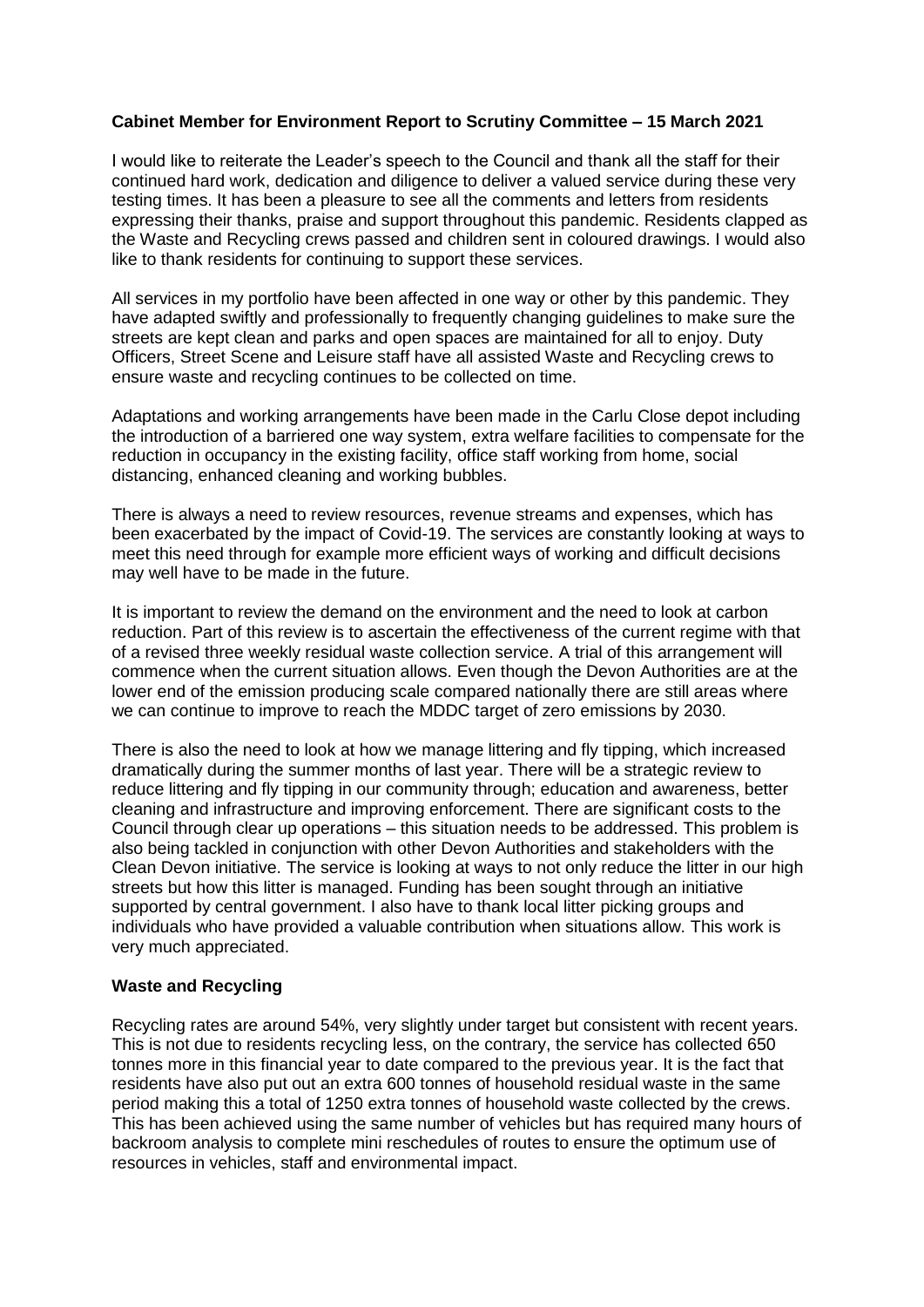**Cabinet Member for Environment Report to Scrutiny Committee – 15 March 2021**

I would like to reiterate the Leader's speech to the Council and thank all the staff for their continued hard work, dedication and diligence to deliver a valued service during these very testing times. It has been a pleasure to see all the comments and letters from residents expressing their thanks, praise and support throughout this pandemic. Residents clapped as the Waste and Recycling crews passed and children sent in coloured drawings. I would also like to thank residents for continuing to support these services.

All services in my portfolio have been affected in one way or other by this pandemic. They have adapted swiftly and professionally to frequently changing guidelines to make sure the streets are kept clean and parks and open spaces are maintained for all to enjoy. Duty Officers, Street Scene and Leisure staff have all assisted Waste and Recycling crews to ensure waste and recycling continues to be collected on time.

Adaptations and working arrangements have been made in the Carlu Close depot including the introduction of a barriered one way system, extra welfare facilities to compensate for the reduction in occupancy in the existing facility, office staff working from home, social distancing, enhanced cleaning and working bubbles.

There is always a need to review resources, revenue streams and expenses, which has been exacerbated by the impact of Covid-19. The services are constantly looking at ways to meet this need through for example more efficient ways of working and difficult decisions may well have to be made in the future.

It is important to review the demand on the environment and the need to look at carbon reduction. Part of this review is to ascertain the effectiveness of the current regime with that of a revised three weekly residual waste collection service. A trial of this arrangement will commence when the current situation allows. Even though the Devon Authorities are at the lower end of the emission producing scale compared nationally there are still areas where we can continue to improve to reach the MDDC target of zero emissions by 2030.

There is also the need to look at how we manage littering and fly tipping, which increased dramatically during the summer months of last year. There will be a strategic review to reduce littering and fly tipping in our community through; education and awareness, better cleaning and infrastructure and improving enforcement. There are significant costs to the Council through clear up operations – this situation needs to be addressed. This problem is also being tackled in conjunction with other Devon Authorities and stakeholders with the Clean Devon initiative. The service is looking at ways to not only reduce the litter in our high streets but how this litter is managed. Funding has been sought through an initiative supported by central government. I also have to thank local litter picking groups and individuals who have provided a valuable contribution when situations allow. This work is very much appreciated.

**Waste and Recycling**

Recycling rates are around 54%, very slightly under target but consistent with recent years. This is not due to residents recycling less, on the contrary, the service has collected 650 tonnes more in this financial year to date compared to the previous year. It is the fact that residents have also put out an extra 600 tonnes of household residual waste in the same period making this a total of 1250 extra tonnes of household waste collected by the crews. This has been achieved using the same number of vehicles but has required many hours of backroom analysis to complete mini reschedules of routes to ensure the optimum use of resources in vehicles, staff and environmental impact.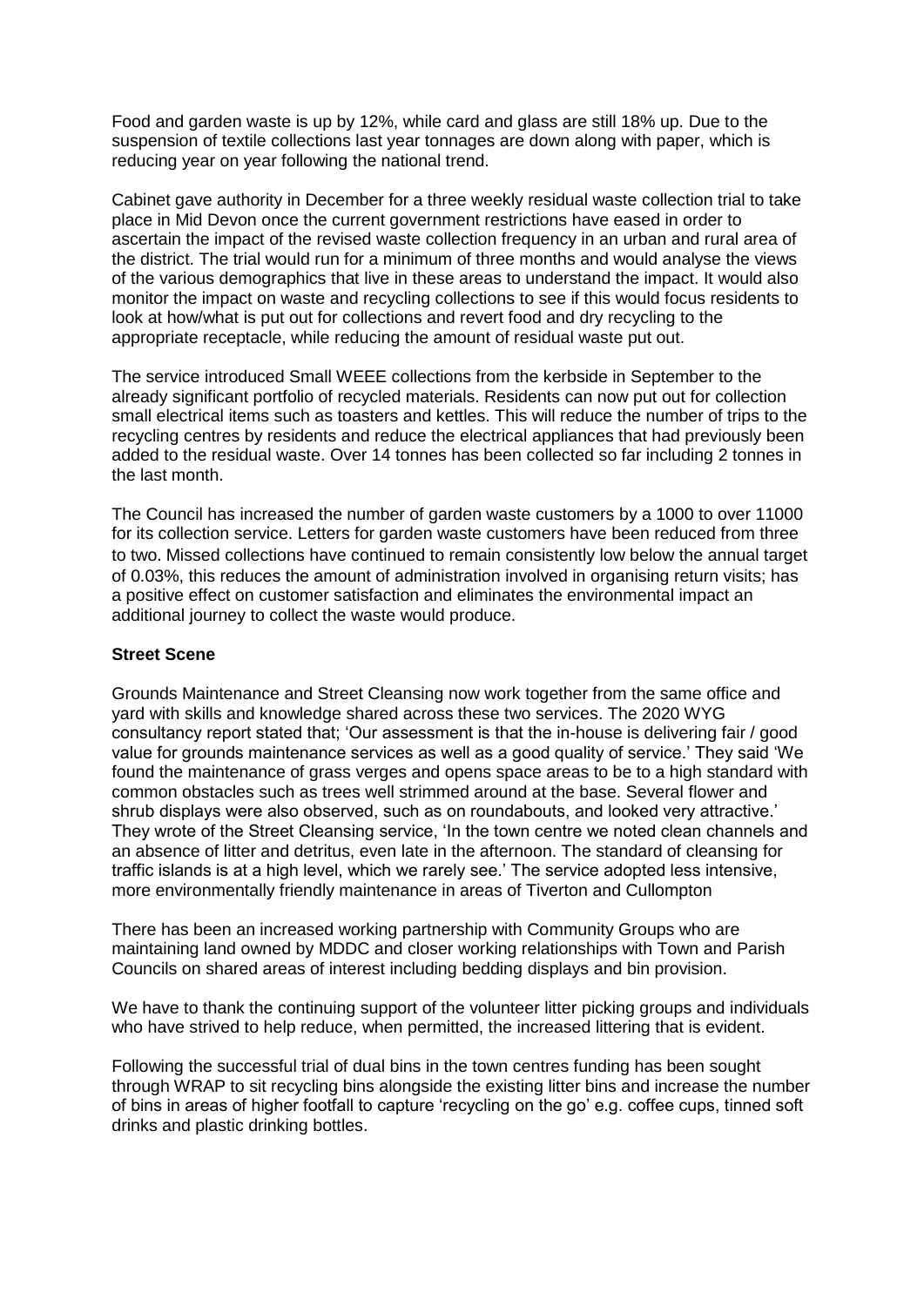Food and garden waste is up by 12%, while card and glass are still 18% up. Due to the suspension of textile collections last year tonnages are down along with paper, which is reducing year on year following the national trend.

Cabinet gave authority in December for a three weekly residual waste collection trial to take place in Mid Devon once the current government restrictions have eased in order to ascertain the impact of the revised waste collection frequency in an urban and rural area of the district. The trial would run for a minimum of three months and would analyse the views of the various demographics that live in these areas to understand the impact. It would also monitor the impact on waste and recycling collections to see if this would focus residents to look at how/what is put out for collections and revert food and dry recycling to the appropriate receptacle, while reducing the amount of residual waste put out.

The service introduced Small WEEE collections from the kerbside in September to the already significant portfolio of recycled materials. Residents can now put out for collection small electrical items such as toasters and kettles. This will reduce the number of trips to the recycling centres by residents and reduce the electrical appliances that had previously been added to the residual waste. Over 14 tonnes has been collected so far including 2 tonnes in the last month.

The Council has increased the number of garden waste customers by a 1000 to over 11000 for its collection service. Letters for garden waste customers have been reduced from three to two. Missed collections have continued to remain consistently low below the annual target of 0.03%, this reduces the amount of administration involved in organising return visits; has a positive effect on customer satisfaction and eliminates the environmental impact an additional journey to collect the waste would produce.

**Street Scene**

Grounds Maintenance and Street Cleansing now work together from the same office and yard with skills and knowledge shared across these two services. The 2020 WYG consultancy report stated that; 'Our assessment is that the in-house is delivering fair / good value for grounds maintenance services as well as a good quality of service.' They said 'We found the maintenance of grass verges and opens space areas to be to a high standard with common obstacles such as trees well strimmed around at the base. Several flower and shrub displays were also observed, such as on roundabouts, and looked very attractive.' They wrote of the Street Cleansing service, 'In the town centre we noted clean channels and an absence of litter and detritus, even late in the afternoon. The standard of cleansing for traffic islands is at a high level, which we rarely see.' The service adopted less intensive, more environmentally friendly maintenance in areas of Tiverton and Cullompton

There has been an increased working partnership with Community Groups who are maintaining land owned by MDDC and closer working relationships with Town and Parish Councils on shared areas of interest including bedding displays and bin provision.

We have to thank the continuing support of the volunteer litter picking groups and individuals who have strived to help reduce, when permitted, the increased littering that is evident.

Following the successful trial of dual bins in the town centres funding has been sought through WRAP to sit recycling bins alongside the existing litter bins and increase the number of bins in areas of higher footfall to capture 'recycling on the go' e.g. coffee cups, tinned soft drinks and plastic drinking bottles.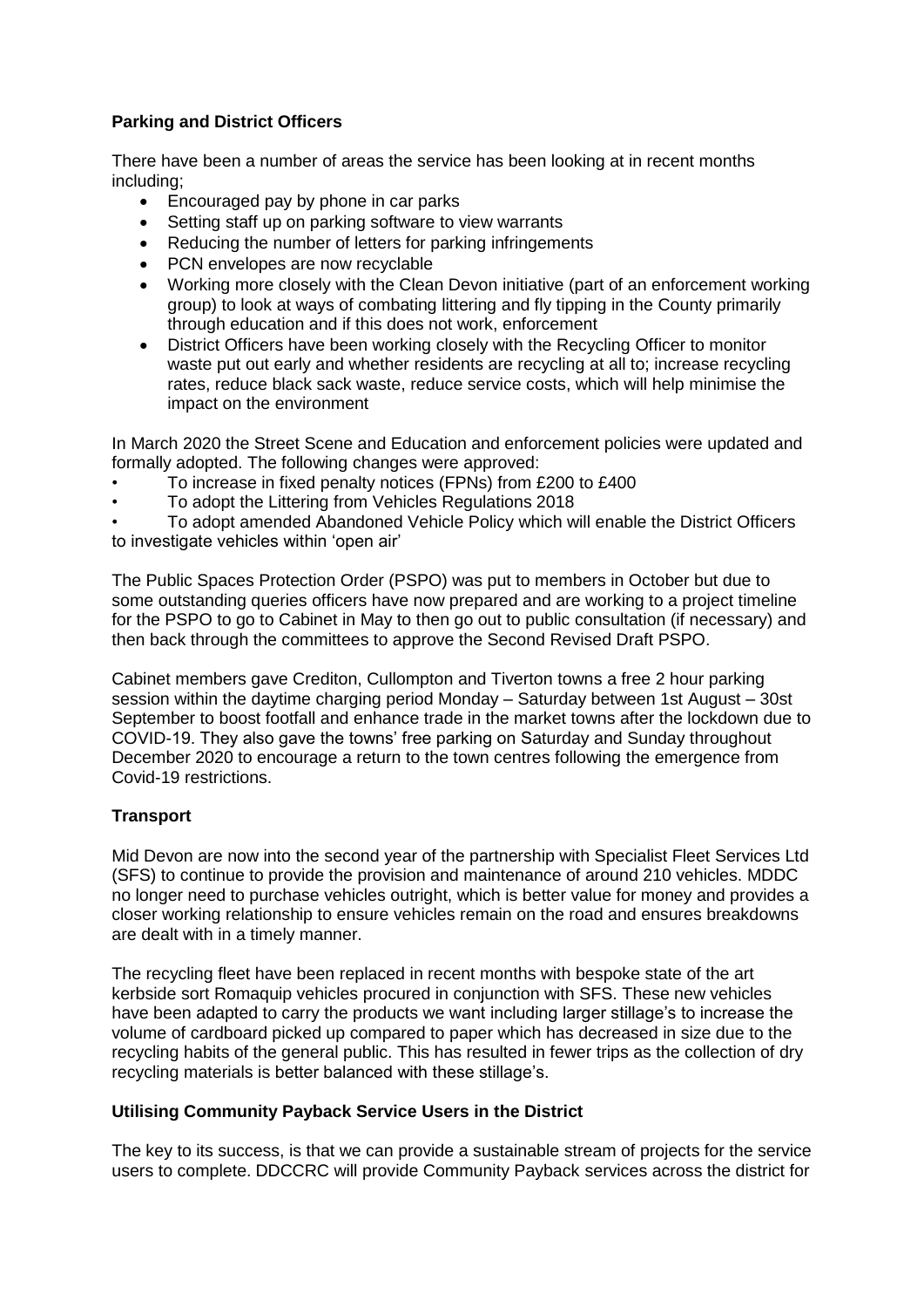**Parking and District Officers**

There have been a number of areas the service has been looking at in recent months including;

- Encouraged pay by phone in car parks
- Setting staff up on parking software to view warrants
- Reducing the number of letters for parking infringements
- PCN envelopes are now recyclable
- Working more closely with the Clean Devon initiative (part of an enforcement working group) to look at ways of combating littering and fly tipping in the County primarily through education and if this does not work, enforcement
- District Officers have been working closely with the Recycling Officer to monitor waste put out early and whether residents are recycling at all to; increase recycling rates, reduce black sack waste, reduce service costs, which will help minimise the impact on the environment

In March 2020 the Street Scene and Education and enforcement policies were updated and formally adopted. The following changes were approved:

- To increase in fixed penalty notices (FPNs) from £200 to £400
- To adopt the Littering from Vehicles Regulations 2018
- To adopt amended Abandoned Vehicle Policy which will enable the District Officers to investigate vehicles within 'open air'

The Public Spaces Protection Order (PSPO) was put to members in October but due to some outstanding queries officers have now prepared and are working to a project timeline for the PSPO to go to Cabinet in May to then go out to public consultation (if necessary) and then back through the committees to approve the Second Revised Draft PSPO.

Cabinet members gave Crediton, Cullompton and Tiverton towns a free 2 hour parking session within the daytime charging period Monday – Saturday between 1st August – 30st September to boost footfall and enhance trade in the market towns after the lockdown due to COVID-19. They also gave the towns' free parking on Saturday and Sunday throughout December 2020 to encourage a return to the town centres following the emergence from Covid-19 restrictions.

**Transport**

Mid Devon are now into the second year of the partnership with Specialist Fleet Services Ltd (SFS) to continue to provide the provision and maintenance of around 210 vehicles. MDDC no longer need to purchase vehicles outright, which is better value for money and provides a closer working relationship to ensure vehicles remain on the road and ensures breakdowns are dealt with in a timely manner.

The recycling fleet have been replaced in recent months with bespoke state of the art kerbside sort Romaquip vehicles procured in conjunction with SFS. These new vehicles have been adapted to carry the products we want including larger stillage's to increase the volume of cardboard picked up compared to paper which has decreased in size due to the recycling habits of the general public. This has resulted in fewer trips as the collection of dry recycling materials is better balanced with these stillage's.

**Utilising Community Payback Service Users in the District**

The key to its success, is that we can provide a sustainable stream of projects for the service users to complete. DDCCRC will provide Community Payback services across the district for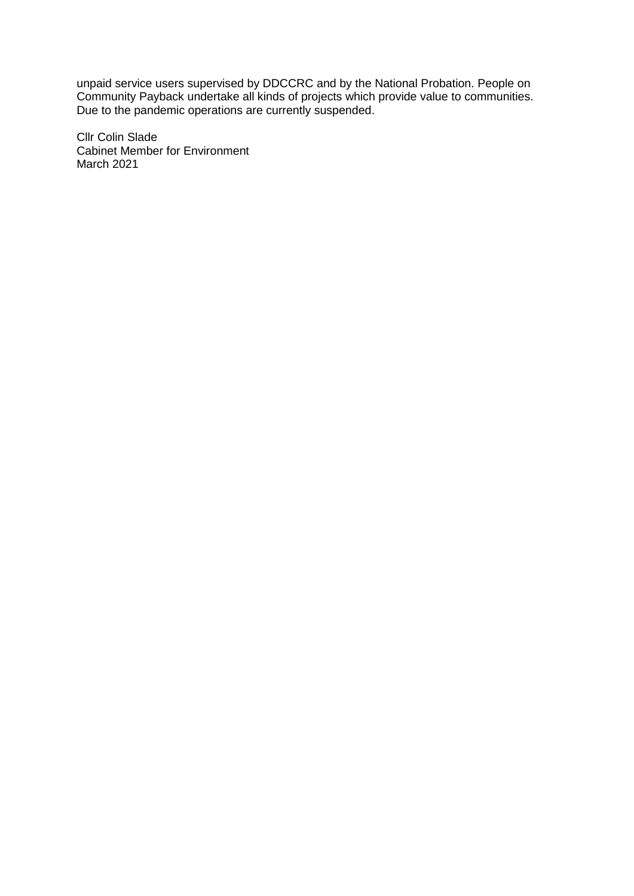unpaid service users supervised by DDCCRC and by the National Probation. People on Community Payback undertake all kinds of projects which provide value to communities. Due to the pandemic operations are currently suspended.

Cllr Colin Slade
Cabinet Member for Environment
March 2021